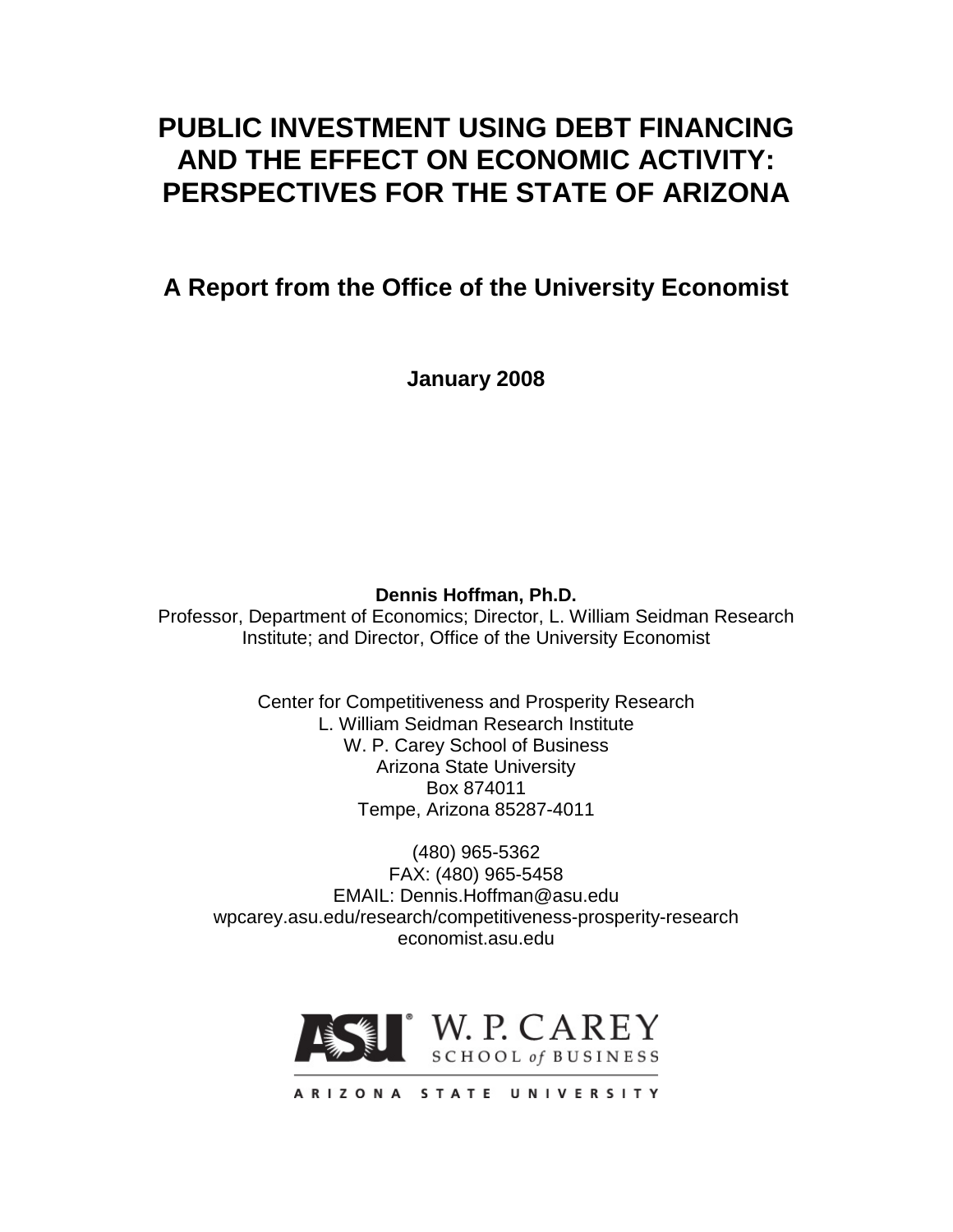# PUBLIC INVESTMENT USING DEBT FINANCING AND THE EFFECT ON ECONOMIC ACTIVITY: PERSPECTIVES FOR THE STATE OF ARIZONA

## A Report from the Office of the University Economist

**January 2008**

**Dennis Hoffman, Ph.D.**
Professor, Department of Economics; Director, L. William Seidman Research Institute; and Director, Office of the University Economist

Center for Competitiveness and Prosperity Research
L. William Seidman Research Institute
W. P. Carey School of Business
Arizona State University
Box 874011
Tempe, Arizona 85287-4011

(480) 965-5362
FAX: (480) 965-5458
EMAIL: Dennis.Hoffman@asu.edu
wpcarey.asu.edu/research/competitiveness-prosperity-research
economist.asu.edu

ASU W. P. CAREY SCHOOL of BUSINESS
ARIZONA STATE UNIVERSITY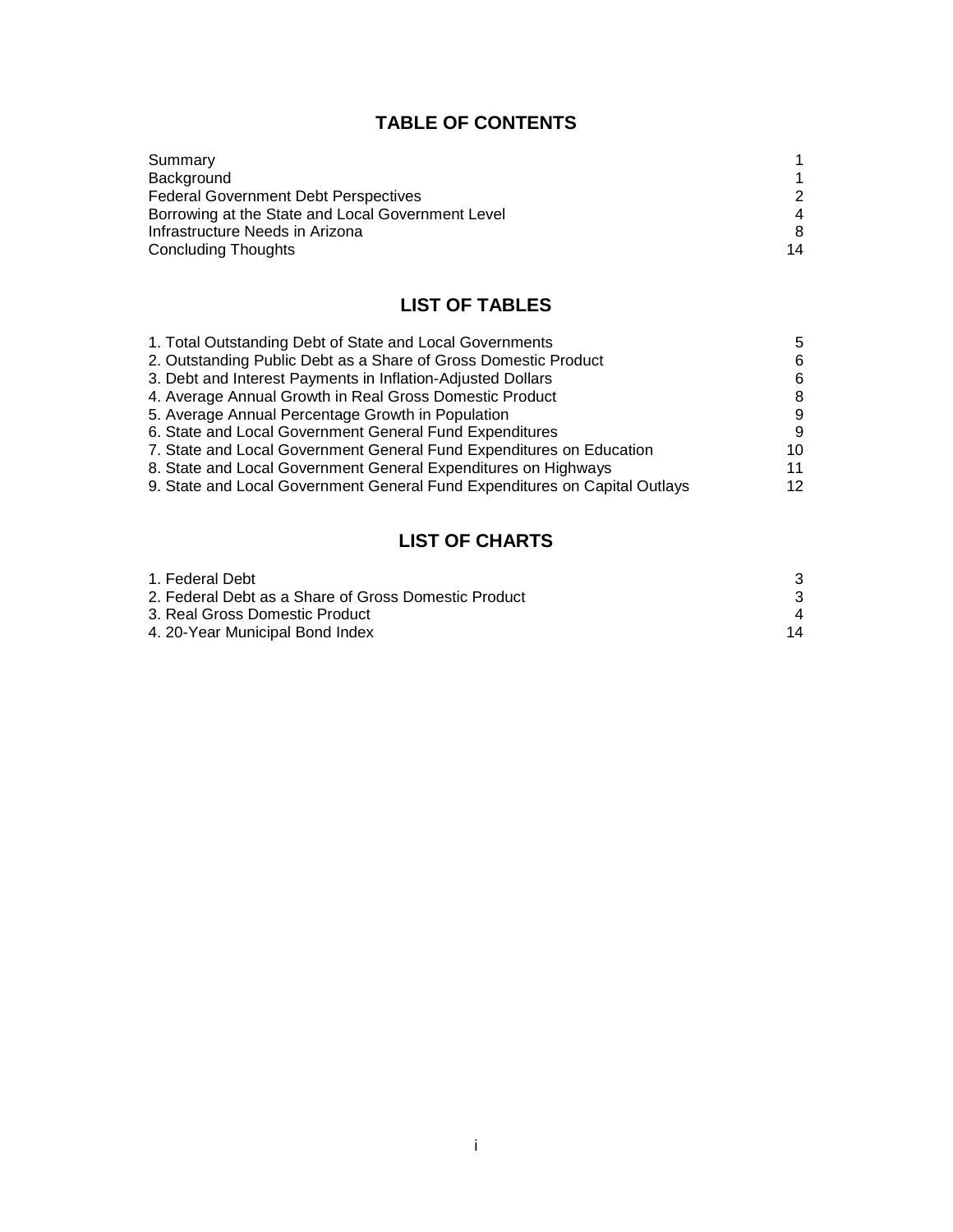## TABLE OF CONTENTS

| | |
|---|---|
| Summary | 1 |
| Background | 1 |
| Federal Government Debt Perspectives | 2 |
| Borrowing at the State and Local Government Level | 4 |
| Infrastructure Needs in Arizona | 8 |
| Concluding Thoughts | 14 |

## LIST OF TABLES

| | |
|---|---|
| 1. Total Outstanding Debt of State and Local Governments | 5 |
| 2. Outstanding Public Debt as a Share of Gross Domestic Product | 6 |
| 3. Debt and Interest Payments in Inflation-Adjusted Dollars | 6 |
| 4. Average Annual Growth in Real Gross Domestic Product | 8 |
| 5. Average Annual Percentage Growth in Population | 9 |
| 6. State and Local Government General Fund Expenditures | 9 |
| 7. State and Local Government General Fund Expenditures on Education | 10 |
| 8. State and Local Government General Expenditures on Highways | 11 |
| 9. State and Local Government General Fund Expenditures on Capital Outlays | 12 |

## LIST OF CHARTS

| | |
|---|---|
| 1. Federal Debt | 3 |
| 2. Federal Debt as a Share of Gross Domestic Product | 3 |
| 3. Real Gross Domestic Product | 4 |
| 4. 20-Year Municipal Bond Index | 14 |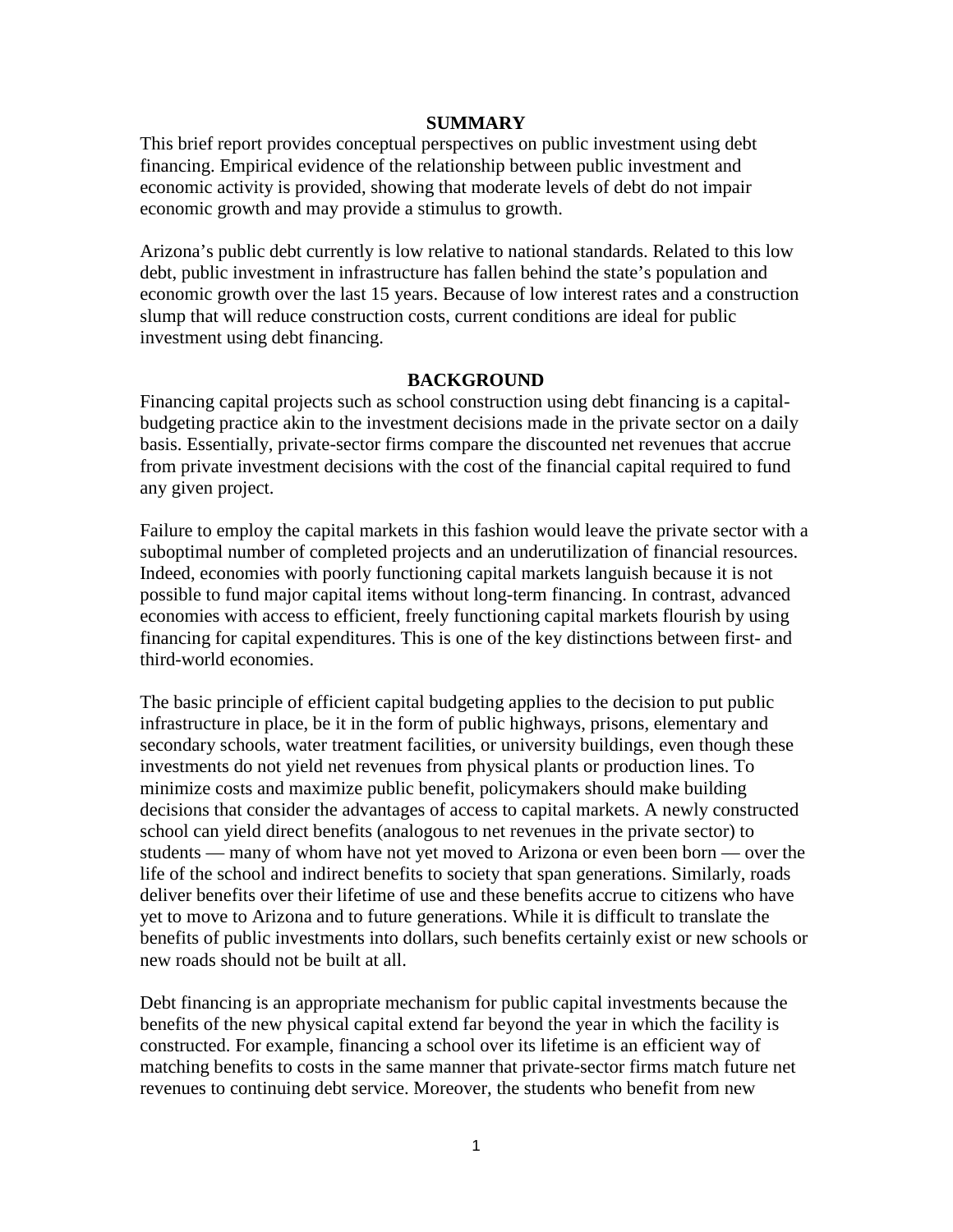## SUMMARY

This brief report provides conceptual perspectives on public investment using debt financing. Empirical evidence of the relationship between public investment and economic activity is provided, showing that moderate levels of debt do not impair economic growth and may provide a stimulus to growth.

Arizona's public debt currently is low relative to national standards. Related to this low debt, public investment in infrastructure has fallen behind the state's population and economic growth over the last 15 years. Because of low interest rates and a construction slump that will reduce construction costs, current conditions are ideal for public investment using debt financing.

## BACKGROUND

Financing capital projects such as school construction using debt financing is a capital-budgeting practice akin to the investment decisions made in the private sector on a daily basis. Essentially, private-sector firms compare the discounted net revenues that accrue from private investment decisions with the cost of the financial capital required to fund any given project.

Failure to employ the capital markets in this fashion would leave the private sector with a suboptimal number of completed projects and an underutilization of financial resources. Indeed, economies with poorly functioning capital markets languish because it is not possible to fund major capital items without long-term financing. In contrast, advanced economies with access to efficient, freely functioning capital markets flourish by using financing for capital expenditures. This is one of the key distinctions between first- and third-world economies.

The basic principle of efficient capital budgeting applies to the decision to put public infrastructure in place, be it in the form of public highways, prisons, elementary and secondary schools, water treatment facilities, or university buildings, even though these investments do not yield net revenues from physical plants or production lines. To minimize costs and maximize public benefit, policymakers should make building decisions that consider the advantages of access to capital markets. A newly constructed school can yield direct benefits (analogous to net revenues in the private sector) to students — many of whom have not yet moved to Arizona or even been born — over the life of the school and indirect benefits to society that span generations. Similarly, roads deliver benefits over their lifetime of use and these benefits accrue to citizens who have yet to move to Arizona and to future generations. While it is difficult to translate the benefits of public investments into dollars, such benefits certainly exist or new schools or new roads should not be built at all.

Debt financing is an appropriate mechanism for public capital investments because the benefits of the new physical capital extend far beyond the year in which the facility is constructed. For example, financing a school over its lifetime is an efficient way of matching benefits to costs in the same manner that private-sector firms match future net revenues to continuing debt service. Moreover, the students who benefit from new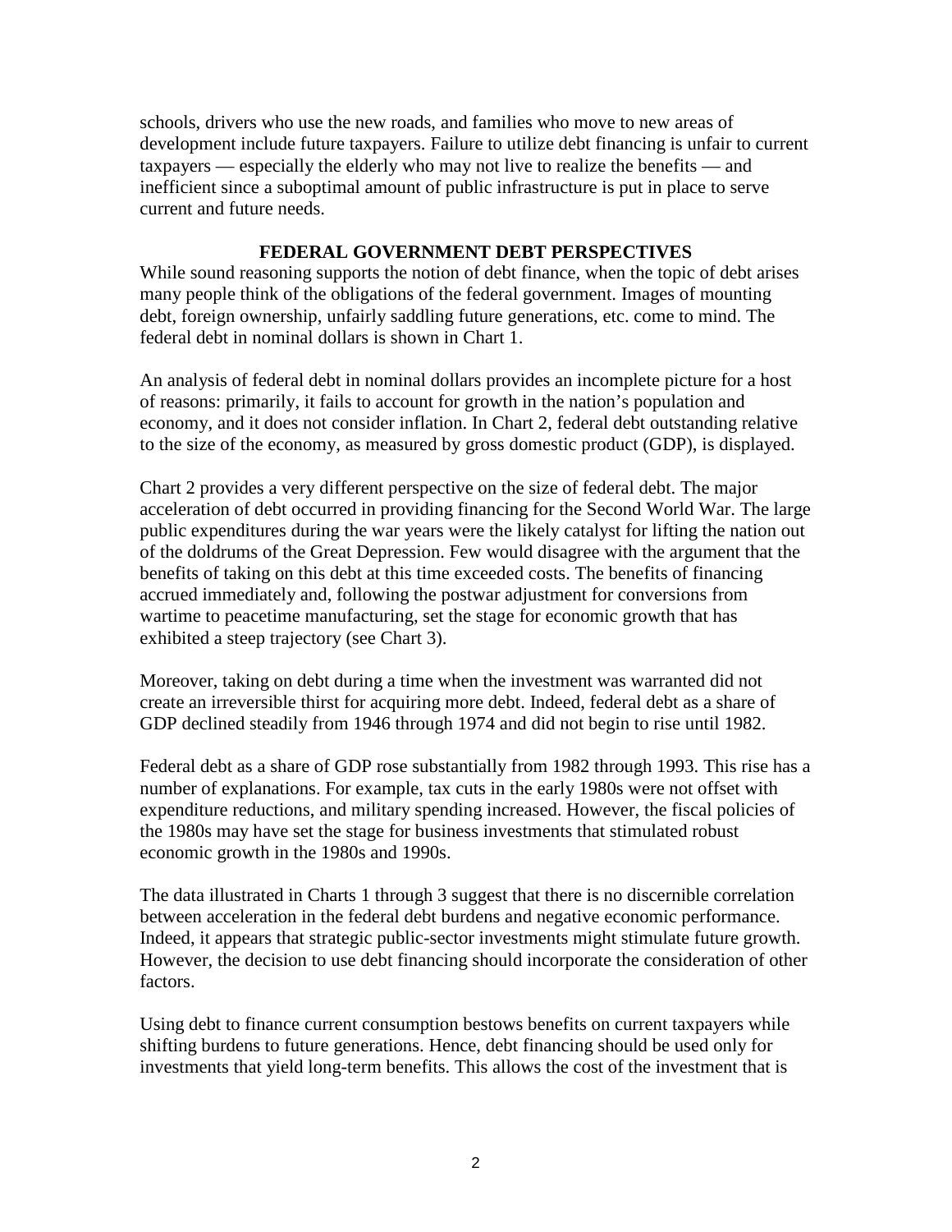schools, drivers who use the new roads, and families who move to new areas of development include future taxpayers. Failure to utilize debt financing is unfair to current taxpayers — especially the elderly who may not live to realize the benefits — and inefficient since a suboptimal amount of public infrastructure is put in place to serve current and future needs.

## FEDERAL GOVERNMENT DEBT PERSPECTIVES

While sound reasoning supports the notion of debt finance, when the topic of debt arises many people think of the obligations of the federal government. Images of mounting debt, foreign ownership, unfairly saddling future generations, etc. come to mind. The federal debt in nominal dollars is shown in Chart 1.

An analysis of federal debt in nominal dollars provides an incomplete picture for a host of reasons: primarily, it fails to account for growth in the nation's population and economy, and it does not consider inflation. In Chart 2, federal debt outstanding relative to the size of the economy, as measured by gross domestic product (GDP), is displayed.

Chart 2 provides a very different perspective on the size of federal debt. The major acceleration of debt occurred in providing financing for the Second World War. The large public expenditures during the war years were the likely catalyst for lifting the nation out of the doldrums of the Great Depression. Few would disagree with the argument that the benefits of taking on this debt at this time exceeded costs. The benefits of financing accrued immediately and, following the postwar adjustment for conversions from wartime to peacetime manufacturing, set the stage for economic growth that has exhibited a steep trajectory (see Chart 3).

Moreover, taking on debt during a time when the investment was warranted did not create an irreversible thirst for acquiring more debt. Indeed, federal debt as a share of GDP declined steadily from 1946 through 1974 and did not begin to rise until 1982.

Federal debt as a share of GDP rose substantially from 1982 through 1993. This rise has a number of explanations. For example, tax cuts in the early 1980s were not offset with expenditure reductions, and military spending increased. However, the fiscal policies of the 1980s may have set the stage for business investments that stimulated robust economic growth in the 1980s and 1990s.

The data illustrated in Charts 1 through 3 suggest that there is no discernible correlation between acceleration in the federal debt burdens and negative economic performance. Indeed, it appears that strategic public-sector investments might stimulate future growth. However, the decision to use debt financing should incorporate the consideration of other factors.

Using debt to finance current consumption bestows benefits on current taxpayers while shifting burdens to future generations. Hence, debt financing should be used only for investments that yield long-term benefits. This allows the cost of the investment that is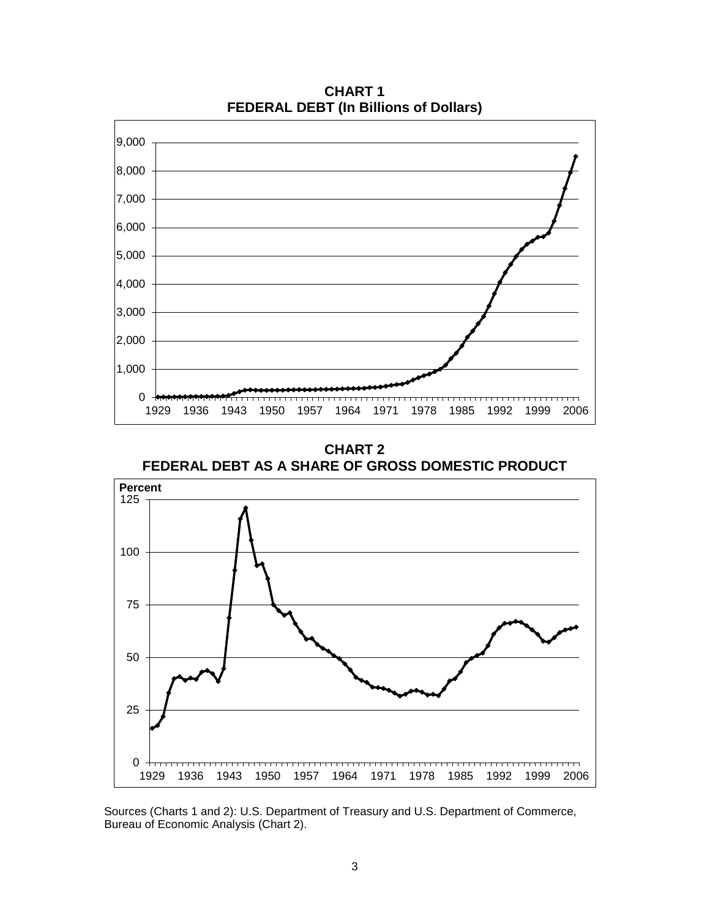**CHART 1**
**FEDERAL DEBT (In Billions of Dollars)**

**CHART 2**
**FEDERAL DEBT AS A SHARE OF GROSS DOMESTIC PRODUCT**

Sources (Charts 1 and 2): U.S. Department of Treasury and U.S. Department of Commerce, Bureau of Economic Analysis (Chart 2).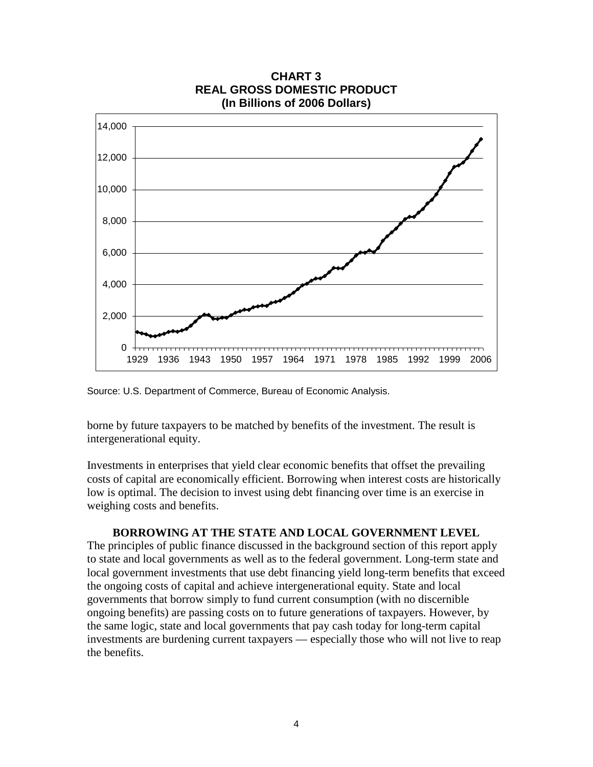**CHART 3**
**REAL GROSS DOMESTIC PRODUCT**
**(In Billions of 2006 Dollars)**

Source: U.S. Department of Commerce, Bureau of Economic Analysis.

borne by future taxpayers to be matched by benefits of the investment. The result is intergenerational equity.

Investments in enterprises that yield clear economic benefits that offset the prevailing costs of capital are economically efficient. Borrowing when interest costs are historically low is optimal. The decision to invest using debt financing over time is an exercise in weighing costs and benefits.

## BORROWING AT THE STATE AND LOCAL GOVERNMENT LEVEL

The principles of public finance discussed in the background section of this report apply to state and local governments as well as to the federal government. Long-term state and local government investments that use debt financing yield long-term benefits that exceed the ongoing costs of capital and achieve intergenerational equity. State and local governments that borrow simply to fund current consumption (with no discernible ongoing benefits) are passing costs on to future generations of taxpayers. However, by the same logic, state and local governments that pay cash today for long-term capital investments are burdening current taxpayers — especially those who will not live to reap the benefits.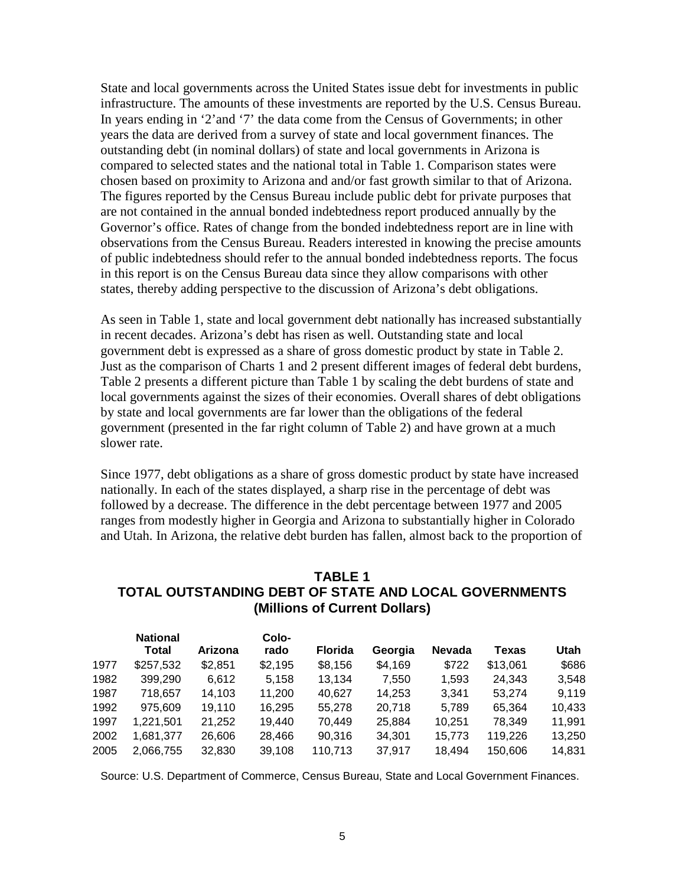State and local governments across the United States issue debt for investments in public infrastructure. The amounts of these investments are reported by the U.S. Census Bureau. In years ending in '2'and '7' the data come from the Census of Governments; in other years the data are derived from a survey of state and local government finances. The outstanding debt (in nominal dollars) of state and local governments in Arizona is compared to selected states and the national total in Table 1. Comparison states were chosen based on proximity to Arizona and and/or fast growth similar to that of Arizona. The figures reported by the Census Bureau include public debt for private purposes that are not contained in the annual bonded indebtedness report produced annually by the Governor's office. Rates of change from the bonded indebtedness report are in line with observations from the Census Bureau. Readers interested in knowing the precise amounts of public indebtedness should refer to the annual bonded indebtedness reports. The focus in this report is on the Census Bureau data since they allow comparisons with other states, thereby adding perspective to the discussion of Arizona's debt obligations.

As seen in Table 1, state and local government debt nationally has increased substantially in recent decades. Arizona's debt has risen as well. Outstanding state and local government debt is expressed as a share of gross domestic product by state in Table 2. Just as the comparison of Charts 1 and 2 present different images of federal debt burdens, Table 2 presents a different picture than Table 1 by scaling the debt burdens of state and local governments against the sizes of their economies. Overall shares of debt obligations by state and local governments are far lower than the obligations of the federal government (presented in the far right column of Table 2) and have grown at a much slower rate.

Since 1977, debt obligations as a share of gross domestic product by state have increased nationally. In each of the states displayed, a sharp rise in the percentage of debt was followed by a decrease. The difference in the debt percentage between 1977 and 2005 ranges from modestly higher in Georgia and Arizona to substantially higher in Colorado and Utah. In Arizona, the relative debt burden has fallen, almost back to the proportion of

**TABLE 1**
**TOTAL OUTSTANDING DEBT OF STATE AND LOCAL GOVERNMENTS**
**(Millions of Current Dollars)**

| | National Total | Arizona | Colo-rado | Florida | Georgia | Nevada | Texas | Utah |
|---|---|---|---|---|---|---|---|---|
| 1977 | $257,532 | $2,851 | $2,195 | $8,156 | $4,169 | $722 | $13,061 | $686 |
| 1982 | 399,290 | 6,612 | 5,158 | 13,134 | 7,550 | 1,593 | 24,343 | 3,548 |
| 1987 | 718,657 | 14,103 | 11,200 | 40,627 | 14,253 | 3,341 | 53,274 | 9,119 |
| 1992 | 975,609 | 19,110 | 16,295 | 55,278 | 20,718 | 5,789 | 65,364 | 10,433 |
| 1997 | 1,221,501 | 21,252 | 19,440 | 70,449 | 25,884 | 10,251 | 78,349 | 11,991 |
| 2002 | 1,681,377 | 26,606 | 28,466 | 90,316 | 34,301 | 15,773 | 119,226 | 13,250 |
| 2005 | 2,066,755 | 32,830 | 39,108 | 110,713 | 37,917 | 18,494 | 150,606 | 14,831 |

Source: U.S. Department of Commerce, Census Bureau, State and Local Government Finances.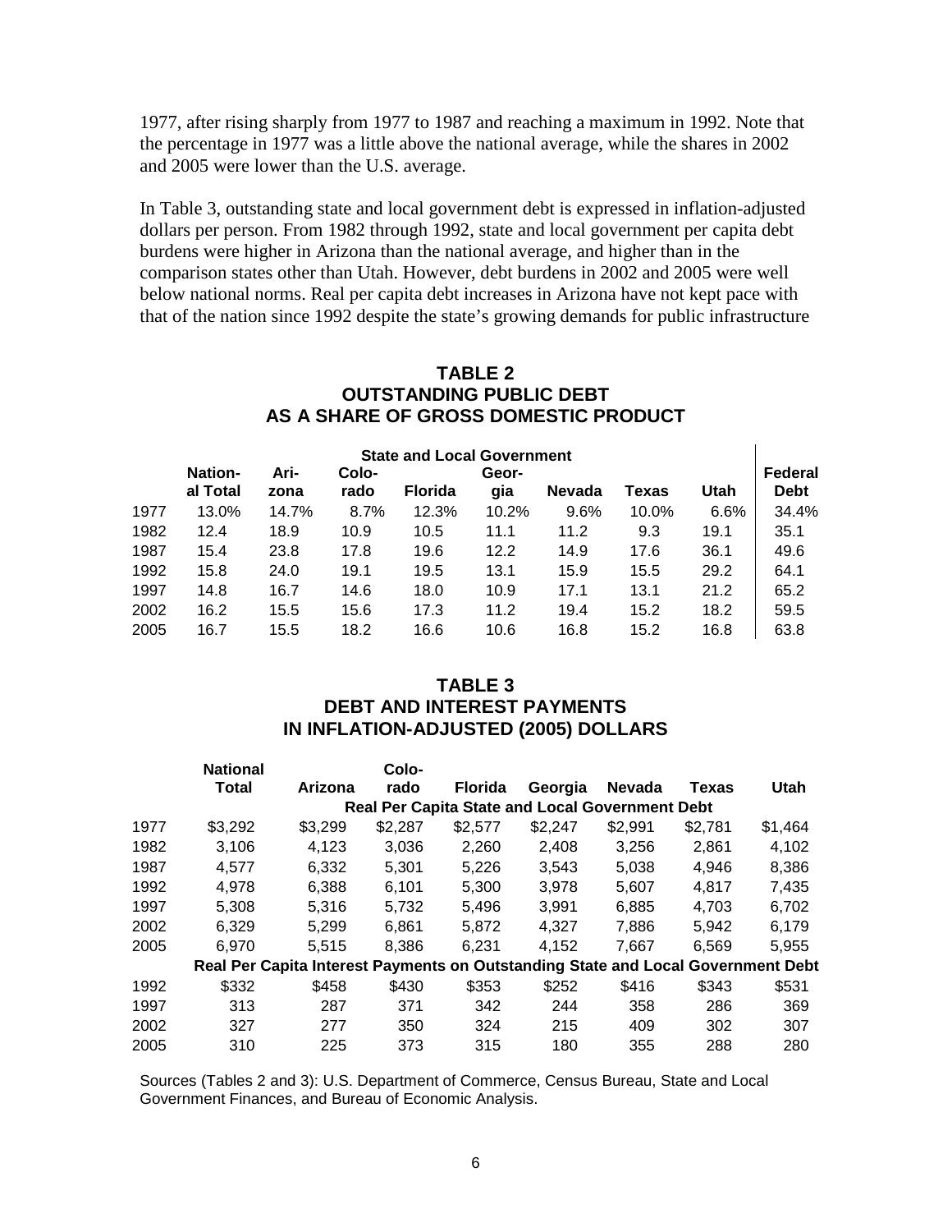1977, after rising sharply from 1977 to 1987 and reaching a maximum in 1992. Note that the percentage in 1977 was a little above the national average, while the shares in 2002 and 2005 were lower than the U.S. average.

In Table 3, outstanding state and local government debt is expressed in inflation-adjusted dollars per person. From 1982 through 1992, state and local government per capita debt burdens were higher in Arizona than the national average, and higher than in the comparison states other than Utah. However, debt burdens in 2002 and 2005 were well below national norms. Real per capita debt increases in Arizona have not kept pace with that of the nation since 1992 despite the state's growing demands for public infrastructure

## TABLE 2
## OUTSTANDING PUBLIC DEBT AS A SHARE OF GROSS DOMESTIC PRODUCT

| | State and Local Government | | | | | | | | Federal Debt |
|---|---|---|---|---|---|---|---|---|---|
| | National Total | Arizona | Colorado | Florida | Georgia | Nevada | Texas | Utah | |
| 1977 | 13.0% | 14.7% | 8.7% | 12.3% | 10.2% | 9.6% | 10.0% | 6.6% | 34.4% |
| 1982 | 12.4 | 18.9 | 10.9 | 10.5 | 11.1 | 11.2 | 9.3 | 19.1 | 35.1 |
| 1987 | 15.4 | 23.8 | 17.8 | 19.6 | 12.2 | 14.9 | 17.6 | 36.1 | 49.6 |
| 1992 | 15.8 | 24.0 | 19.1 | 19.5 | 13.1 | 15.9 | 15.5 | 29.2 | 64.1 |
| 1997 | 14.8 | 16.7 | 14.6 | 18.0 | 10.9 | 17.1 | 13.1 | 21.2 | 65.2 |
| 2002 | 16.2 | 15.5 | 15.6 | 17.3 | 11.2 | 19.4 | 15.2 | 18.2 | 59.5 |
| 2005 | 16.7 | 15.5 | 18.2 | 16.6 | 10.6 | 16.8 | 15.2 | 16.8 | 63.8 |

## TABLE 3
## DEBT AND INTEREST PAYMENTS IN INFLATION-ADJUSTED (2005) DOLLARS

| | National Total | Arizona | Colorado | Florida | Georgia | Nevada | Texas | Utah |
|---|---|---|---|---|---|---|---|---|
| | **Real Per Capita State and Local Government Debt** | | | | | | | |
| 1977 | $3,292 | $3,299 | $2,287 | $2,577 | $2,247 | $2,991 | $2,781 | $1,464 |
| 1982 | 3,106 | 4,123 | 3,036 | 2,260 | 2,408 | 3,256 | 2,861 | 4,102 |
| 1987 | 4,577 | 6,332 | 5,301 | 5,226 | 3,543 | 5,038 | 4,946 | 8,386 |
| 1992 | 4,978 | 6,388 | 6,101 | 5,300 | 3,978 | 5,607 | 4,817 | 7,435 |
| 1997 | 5,308 | 5,316 | 5,732 | 5,496 | 3,991 | 6,885 | 4,703 | 6,702 |
| 2002 | 6,329 | 5,299 | 6,861 | 5,872 | 4,327 | 7,886 | 5,942 | 6,179 |
| 2005 | 6,970 | 5,515 | 8,386 | 6,231 | 4,152 | 7,667 | 6,569 | 5,955 |
| | **Real Per Capita Interest Payments on Outstanding State and Local Government Debt** | | | | | | | |
| 1992 | $332 | $458 | $430 | $353 | $252 | $416 | $343 | $531 |
| 1997 | 313 | 287 | 371 | 342 | 244 | 358 | 286 | 369 |
| 2002 | 327 | 277 | 350 | 324 | 215 | 409 | 302 | 307 |
| 2005 | 310 | 225 | 373 | 315 | 180 | 355 | 288 | 280 |

Sources (Tables 2 and 3): U.S. Department of Commerce, Census Bureau, State and Local Government Finances, and Bureau of Economic Analysis.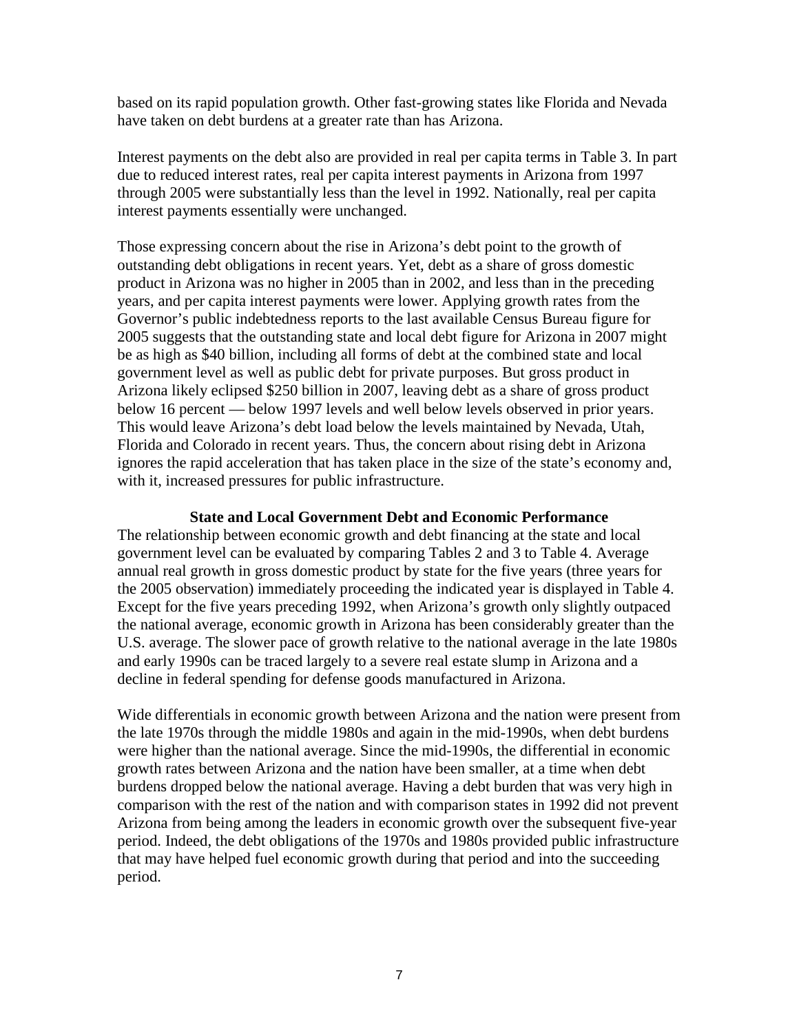based on its rapid population growth. Other fast-growing states like Florida and Nevada have taken on debt burdens at a greater rate than has Arizona.

Interest payments on the debt also are provided in real per capita terms in Table 3. In part due to reduced interest rates, real per capita interest payments in Arizona from 1997 through 2005 were substantially less than the level in 1992. Nationally, real per capita interest payments essentially were unchanged.

Those expressing concern about the rise in Arizona's debt point to the growth of outstanding debt obligations in recent years. Yet, debt as a share of gross domestic product in Arizona was no higher in 2005 than in 2002, and less than in the preceding years, and per capita interest payments were lower. Applying growth rates from the Governor's public indebtedness reports to the last available Census Bureau figure for 2005 suggests that the outstanding state and local debt figure for Arizona in 2007 might be as high as $40 billion, including all forms of debt at the combined state and local government level as well as public debt for private purposes. But gross product in Arizona likely eclipsed $250 billion in 2007, leaving debt as a share of gross product below 16 percent — below 1997 levels and well below levels observed in prior years. This would leave Arizona's debt load below the levels maintained by Nevada, Utah, Florida and Colorado in recent years. Thus, the concern about rising debt in Arizona ignores the rapid acceleration that has taken place in the size of the state's economy and, with it, increased pressures for public infrastructure.

## State and Local Government Debt and Economic Performance

The relationship between economic growth and debt financing at the state and local government level can be evaluated by comparing Tables 2 and 3 to Table 4. Average annual real growth in gross domestic product by state for the five years (three years for the 2005 observation) immediately proceeding the indicated year is displayed in Table 4. Except for the five years preceding 1992, when Arizona's growth only slightly outpaced the national average, economic growth in Arizona has been considerably greater than the U.S. average. The slower pace of growth relative to the national average in the late 1980s and early 1990s can be traced largely to a severe real estate slump in Arizona and a decline in federal spending for defense goods manufactured in Arizona.

Wide differentials in economic growth between Arizona and the nation were present from the late 1970s through the middle 1980s and again in the mid-1990s, when debt burdens were higher than the national average. Since the mid-1990s, the differential in economic growth rates between Arizona and the nation have been smaller, at a time when debt burdens dropped below the national average. Having a debt burden that was very high in comparison with the rest of the nation and with comparison states in 1992 did not prevent Arizona from being among the leaders in economic growth over the subsequent five-year period. Indeed, the debt obligations of the 1970s and 1980s provided public infrastructure that may have helped fuel economic growth during that period and into the succeeding period.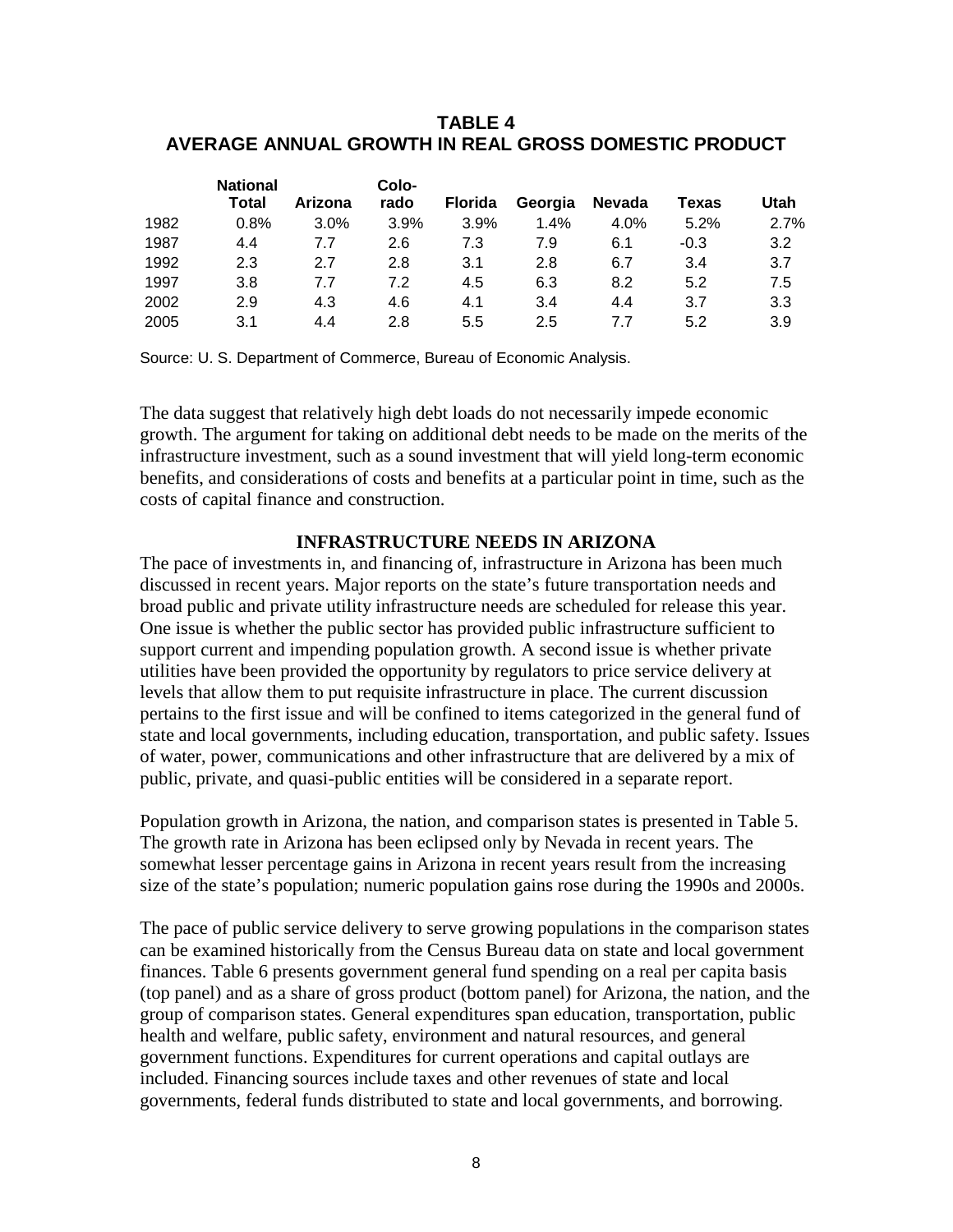## TABLE 4
## AVERAGE ANNUAL GROWTH IN REAL GROSS DOMESTIC PRODUCT

| | National Total | Arizona | Colo-rado | Florida | Georgia | Nevada | Texas | Utah |
|---|---|---|---|---|---|---|---|---|
| 1982 | 0.8% | 3.0% | 3.9% | 3.9% | 1.4% | 4.0% | 5.2% | 2.7% |
| 1987 | 4.4 | 7.7 | 2.6 | 7.3 | 7.9 | 6.1 | -0.3 | 3.2 |
| 1992 | 2.3 | 2.7 | 2.8 | 3.1 | 2.8 | 6.7 | 3.4 | 3.7 |
| 1997 | 3.8 | 7.7 | 7.2 | 4.5 | 6.3 | 8.2 | 5.2 | 7.5 |
| 2002 | 2.9 | 4.3 | 4.6 | 4.1 | 3.4 | 4.4 | 3.7 | 3.3 |
| 2005 | 3.1 | 4.4 | 2.8 | 5.5 | 2.5 | 7.7 | 5.2 | 3.9 |

Source: U. S. Department of Commerce, Bureau of Economic Analysis.

The data suggest that relatively high debt loads do not necessarily impede economic growth. The argument for taking on additional debt needs to be made on the merits of the infrastructure investment, such as a sound investment that will yield long-term economic benefits, and considerations of costs and benefits at a particular point in time, such as the costs of capital finance and construction.

## INFRASTRUCTURE NEEDS IN ARIZONA

The pace of investments in, and financing of, infrastructure in Arizona has been much discussed in recent years. Major reports on the state's future transportation needs and broad public and private utility infrastructure needs are scheduled for release this year. One issue is whether the public sector has provided public infrastructure sufficient to support current and impending population growth. A second issue is whether private utilities have been provided the opportunity by regulators to price service delivery at levels that allow them to put requisite infrastructure in place. The current discussion pertains to the first issue and will be confined to items categorized in the general fund of state and local governments, including education, transportation, and public safety. Issues of water, power, communications and other infrastructure that are delivered by a mix of public, private, and quasi-public entities will be considered in a separate report.

Population growth in Arizona, the nation, and comparison states is presented in Table 5. The growth rate in Arizona has been eclipsed only by Nevada in recent years. The somewhat lesser percentage gains in Arizona in recent years result from the increasing size of the state's population; numeric population gains rose during the 1990s and 2000s.

The pace of public service delivery to serve growing populations in the comparison states can be examined historically from the Census Bureau data on state and local government finances. Table 6 presents government general fund spending on a real per capita basis (top panel) and as a share of gross product (bottom panel) for Arizona, the nation, and the group of comparison states. General expenditures span education, transportation, public health and welfare, public safety, environment and natural resources, and general government functions. Expenditures for current operations and capital outlays are included. Financing sources include taxes and other revenues of state and local governments, federal funds distributed to state and local governments, and borrowing.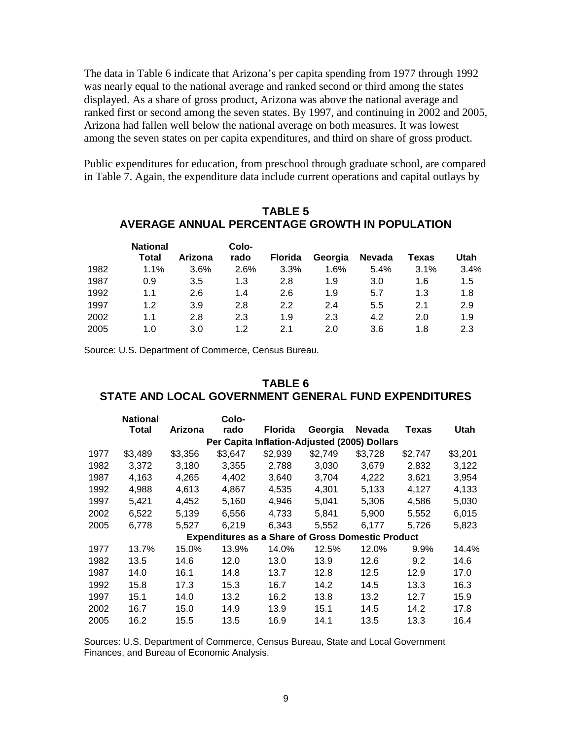The data in Table 6 indicate that Arizona's per capita spending from 1977 through 1992 was nearly equal to the national average and ranked second or third among the states displayed. As a share of gross product, Arizona was above the national average and ranked first or second among the seven states. By 1997, and continuing in 2002 and 2005, Arizona had fallen well below the national average on both measures. It was lowest among the seven states on per capita expenditures, and third on share of gross product.

Public expenditures for education, from preschool through graduate school, are compared in Table 7. Again, the expenditure data include current operations and capital outlays by

## TABLE 5
## AVERAGE ANNUAL PERCENTAGE GROWTH IN POPULATION

| | National Total | Arizona | Colo-rado | Florida | Georgia | Nevada | Texas | Utah |
|---|---|---|---|---|---|---|---|---|
| 1982 | 1.1% | 3.6% | 2.6% | 3.3% | 1.6% | 5.4% | 3.1% | 3.4% |
| 1987 | 0.9 | 3.5 | 1.3 | 2.8 | 1.9 | 3.0 | 1.6 | 1.5 |
| 1992 | 1.1 | 2.6 | 1.4 | 2.6 | 1.9 | 5.7 | 1.3 | 1.8 |
| 1997 | 1.2 | 3.9 | 2.8 | 2.2 | 2.4 | 5.5 | 2.1 | 2.9 |
| 2002 | 1.1 | 2.8 | 2.3 | 1.9 | 2.3 | 4.2 | 2.0 | 1.9 |
| 2005 | 1.0 | 3.0 | 1.2 | 2.1 | 2.0 | 3.6 | 1.8 | 2.3 |

Source: U.S. Department of Commerce, Census Bureau.

## TABLE 6
## STATE AND LOCAL GOVERNMENT GENERAL FUND EXPENDITURES

| | National Total | Arizona | Colo-rado | Florida | Georgia | Nevada | Texas | Utah |
|---|---|---|---|---|---|---|---|---|
| | **Per Capita Inflation-Adjusted (2005) Dollars** | | | | | | | |
| 1977 | $3,489 | $3,356 | $3,647 | $2,939 | $2,749 | $3,728 | $2,747 | $3,201 |
| 1982 | 3,372 | 3,180 | 3,355 | 2,788 | 3,030 | 3,679 | 2,832 | 3,122 |
| 1987 | 4,163 | 4,265 | 4,402 | 3,640 | 3,704 | 4,222 | 3,621 | 3,954 |
| 1992 | 4,988 | 4,613 | 4,867 | 4,535 | 4,301 | 5,133 | 4,127 | 4,133 |
| 1997 | 5,421 | 4,452 | 5,160 | 4,946 | 5,041 | 5,306 | 4,586 | 5,030 |
| 2002 | 6,522 | 5,139 | 6,556 | 4,733 | 5,841 | 5,900 | 5,552 | 6,015 |
| 2005 | 6,778 | 5,527 | 6,219 | 6,343 | 5,552 | 6,177 | 5,726 | 5,823 |
| | **Expenditures as a Share of Gross Domestic Product** | | | | | | | |
| 1977 | 13.7% | 15.0% | 13.9% | 14.0% | 12.5% | 12.0% | 9.9% | 14.4% |
| 1982 | 13.5 | 14.6 | 12.0 | 13.0 | 13.9 | 12.6 | 9.2 | 14.6 |
| 1987 | 14.0 | 16.1 | 14.8 | 13.7 | 12.8 | 12.5 | 12.9 | 17.0 |
| 1992 | 15.8 | 17.3 | 15.3 | 16.7 | 14.2 | 14.5 | 13.3 | 16.3 |
| 1997 | 15.1 | 14.0 | 13.2 | 16.2 | 13.8 | 13.2 | 12.7 | 15.9 |
| 2002 | 16.7 | 15.0 | 14.9 | 13.9 | 15.1 | 14.5 | 14.2 | 17.8 |
| 2005 | 16.2 | 15.5 | 13.5 | 16.9 | 14.1 | 13.5 | 13.3 | 16.4 |

Sources: U.S. Department of Commerce, Census Bureau, State and Local Government Finances, and Bureau of Economic Analysis.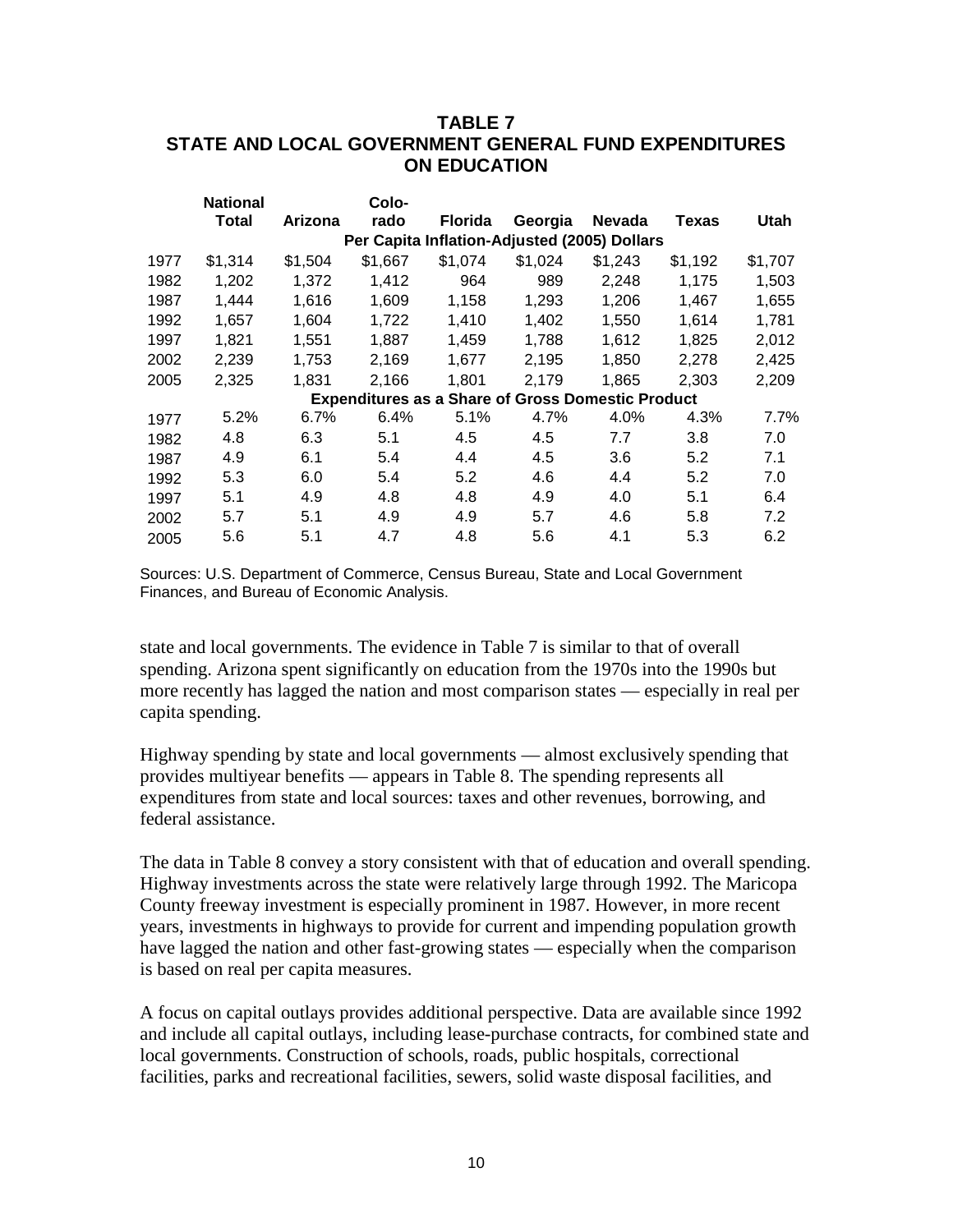**TABLE 7**
**STATE AND LOCAL GOVERNMENT GENERAL FUND EXPENDITURES ON EDUCATION**

| | National Total | Arizona | Colo-rado | Florida | Georgia | Nevada | Texas | Utah |
|---|---|---|---|---|---|---|---|---|
| | **Per Capita Inflation-Adjusted (2005) Dollars** | | | | | | | |
| 1977 | $1,314 | $1,504 | $1,667 | $1,074 | $1,024 | $1,243 | $1,192 | $1,707 |
| 1982 | 1,202 | 1,372 | 1,412 | 964 | 989 | 2,248 | 1,175 | 1,503 |
| 1987 | 1,444 | 1,616 | 1,609 | 1,158 | 1,293 | 1,206 | 1,467 | 1,655 |
| 1992 | 1,657 | 1,604 | 1,722 | 1,410 | 1,402 | 1,550 | 1,614 | 1,781 |
| 1997 | 1,821 | 1,551 | 1,887 | 1,459 | 1,788 | 1,612 | 1,825 | 2,012 |
| 2002 | 2,239 | 1,753 | 2,169 | 1,677 | 2,195 | 1,850 | 2,278 | 2,425 |
| 2005 | 2,325 | 1,831 | 2,166 | 1,801 | 2,179 | 1,865 | 2,303 | 2,209 |
| | **Expenditures as a Share of Gross Domestic Product** | | | | | | | |
| 1977 | 5.2% | 6.7% | 6.4% | 5.1% | 4.7% | 4.0% | 4.3% | 7.7% |
| 1982 | 4.8 | 6.3 | 5.1 | 4.5 | 4.5 | 7.7 | 3.8 | 7.0 |
| 1987 | 4.9 | 6.1 | 5.4 | 4.4 | 4.5 | 3.6 | 5.2 | 7.1 |
| 1992 | 5.3 | 6.0 | 5.4 | 5.2 | 4.6 | 4.4 | 5.2 | 7.0 |
| 1997 | 5.1 | 4.9 | 4.8 | 4.8 | 4.9 | 4.0 | 5.1 | 6.4 |
| 2002 | 5.7 | 5.1 | 4.9 | 4.9 | 5.7 | 4.6 | 5.8 | 7.2 |
| 2005 | 5.6 | 5.1 | 4.7 | 4.8 | 5.6 | 4.1 | 5.3 | 6.2 |

Sources: U.S. Department of Commerce, Census Bureau, State and Local Government Finances, and Bureau of Economic Analysis.

state and local governments. The evidence in Table 7 is similar to that of overall spending. Arizona spent significantly on education from the 1970s into the 1990s but more recently has lagged the nation and most comparison states — especially in real per capita spending.

Highway spending by state and local governments — almost exclusively spending that provides multiyear benefits — appears in Table 8. The spending represents all expenditures from state and local sources: taxes and other revenues, borrowing, and federal assistance.

The data in Table 8 convey a story consistent with that of education and overall spending. Highway investments across the state were relatively large through 1992. The Maricopa County freeway investment is especially prominent in 1987. However, in more recent years, investments in highways to provide for current and impending population growth have lagged the nation and other fast-growing states — especially when the comparison is based on real per capita measures.

A focus on capital outlays provides additional perspective. Data are available since 1992 and include all capital outlays, including lease-purchase contracts, for combined state and local governments. Construction of schools, roads, public hospitals, correctional facilities, parks and recreational facilities, sewers, solid waste disposal facilities, and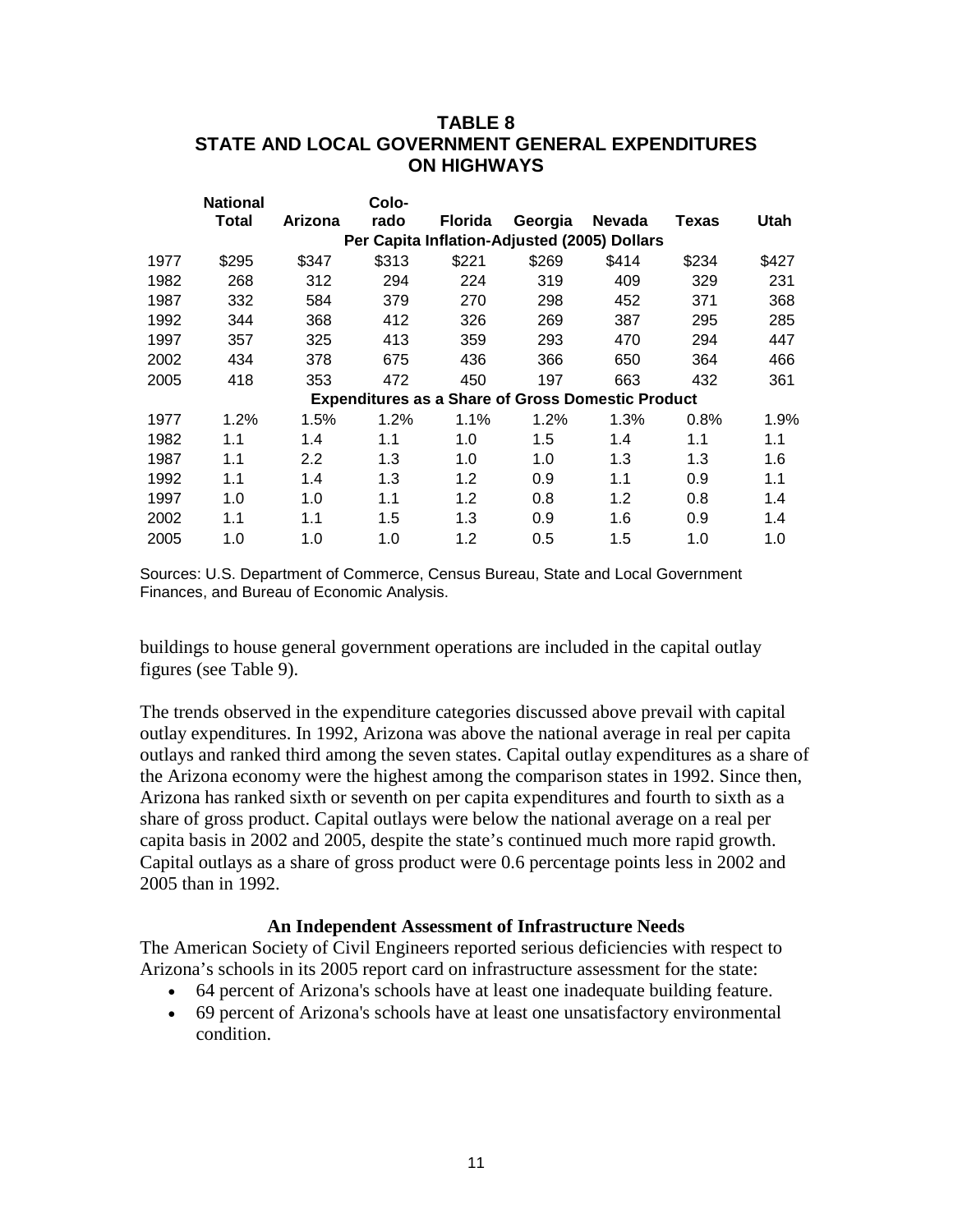**TABLE 8**
**STATE AND LOCAL GOVERNMENT GENERAL EXPENDITURES ON HIGHWAYS**

| | National Total | Arizona | Colorado | Florida | Georgia | Nevada | Texas | Utah |
|---|---|---|---|---|---|---|---|---|
| | **Per Capita Inflation-Adjusted (2005) Dollars** | | | | | | | |
| 1977 | $295 | $347 | $313 | $221 | $269 | $414 | $234 | $427 |
| 1982 | 268 | 312 | 294 | 224 | 319 | 409 | 329 | 231 |
| 1987 | 332 | 584 | 379 | 270 | 298 | 452 | 371 | 368 |
| 1992 | 344 | 368 | 412 | 326 | 269 | 387 | 295 | 285 |
| 1997 | 357 | 325 | 413 | 359 | 293 | 470 | 294 | 447 |
| 2002 | 434 | 378 | 675 | 436 | 366 | 650 | 364 | 466 |
| 2005 | 418 | 353 | 472 | 450 | 197 | 663 | 432 | 361 |
| | **Expenditures as a Share of Gross Domestic Product** | | | | | | | |
| 1977 | 1.2% | 1.5% | 1.2% | 1.1% | 1.2% | 1.3% | 0.8% | 1.9% |
| 1982 | 1.1 | 1.4 | 1.1 | 1.0 | 1.5 | 1.4 | 1.1 | 1.1 |
| 1987 | 1.1 | 2.2 | 1.3 | 1.0 | 1.0 | 1.3 | 1.3 | 1.6 |
| 1992 | 1.1 | 1.4 | 1.3 | 1.2 | 0.9 | 1.1 | 0.9 | 1.1 |
| 1997 | 1.0 | 1.0 | 1.1 | 1.2 | 0.8 | 1.2 | 0.8 | 1.4 |
| 2002 | 1.1 | 1.1 | 1.5 | 1.3 | 0.9 | 1.6 | 0.9 | 1.4 |
| 2005 | 1.0 | 1.0 | 1.0 | 1.2 | 0.5 | 1.5 | 1.0 | 1.0 |

Sources: U.S. Department of Commerce, Census Bureau, State and Local Government Finances, and Bureau of Economic Analysis.

buildings to house general government operations are included in the capital outlay figures (see Table 9).

The trends observed in the expenditure categories discussed above prevail with capital outlay expenditures. In 1992, Arizona was above the national average in real per capita outlays and ranked third among the seven states. Capital outlay expenditures as a share of the Arizona economy were the highest among the comparison states in 1992. Since then, Arizona has ranked sixth or seventh on per capita expenditures and fourth to sixth as a share of gross product. Capital outlays were below the national average on a real per capita basis in 2002 and 2005, despite the state's continued much more rapid growth. Capital outlays as a share of gross product were 0.6 percentage points less in 2002 and 2005 than in 1992.

### An Independent Assessment of Infrastructure Needs

The American Society of Civil Engineers reported serious deficiencies with respect to Arizona's schools in its 2005 report card on infrastructure assessment for the state:

- 64 percent of Arizona's schools have at least one inadequate building feature.
- 69 percent of Arizona's schools have at least one unsatisfactory environmental condition.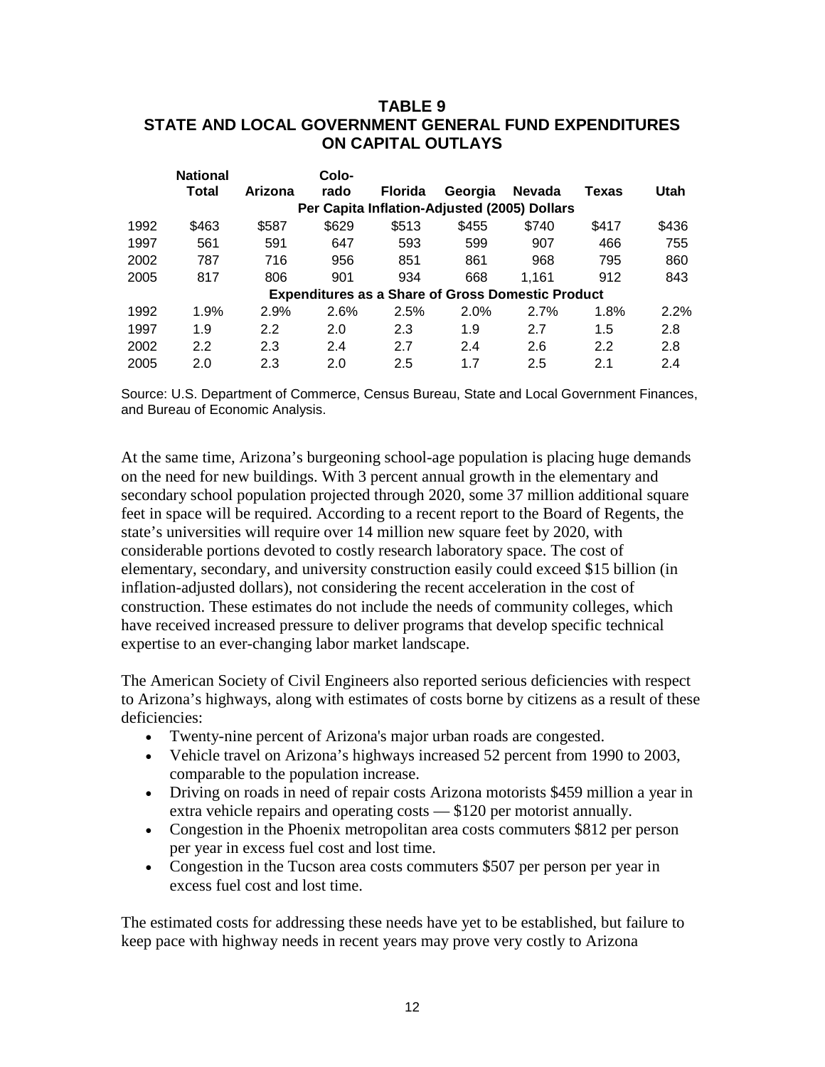## TABLE 9
## STATE AND LOCAL GOVERNMENT GENERAL FUND EXPENDITURES ON CAPITAL OUTLAYS

| | National Total | Arizona | Colorado | Florida | Georgia | Nevada | Texas | Utah |
|---|---|---|---|---|---|---|---|---|
| | **Per Capita Inflation-Adjusted (2005) Dollars** | | | | | | | |
| 1992 | $463 | $587 | $629 | $513 | $455 | $740 | $417 | $436 |
| 1997 | 561 | 591 | 647 | 593 | 599 | 907 | 466 | 755 |
| 2002 | 787 | 716 | 956 | 851 | 861 | 968 | 795 | 860 |
| 2005 | 817 | 806 | 901 | 934 | 668 | 1,161 | 912 | 843 |
| | **Expenditures as a Share of Gross Domestic Product** | | | | | | | |
| 1992 | 1.9% | 2.9% | 2.6% | 2.5% | 2.0% | 2.7% | 1.8% | 2.2% |
| 1997 | 1.9 | 2.2 | 2.0 | 2.3 | 1.9 | 2.7 | 1.5 | 2.8 |
| 2002 | 2.2 | 2.3 | 2.4 | 2.7 | 2.4 | 2.6 | 2.2 | 2.8 |
| 2005 | 2.0 | 2.3 | 2.0 | 2.5 | 1.7 | 2.5 | 2.1 | 2.4 |

Source: U.S. Department of Commerce, Census Bureau, State and Local Government Finances, and Bureau of Economic Analysis.

At the same time, Arizona's burgeoning school-age population is placing huge demands on the need for new buildings. With 3 percent annual growth in the elementary and secondary school population projected through 2020, some 37 million additional square feet in space will be required. According to a recent report to the Board of Regents, the state's universities will require over 14 million new square feet by 2020, with considerable portions devoted to costly research laboratory space. The cost of elementary, secondary, and university construction easily could exceed $15 billion (in inflation-adjusted dollars), not considering the recent acceleration in the cost of construction. These estimates do not include the needs of community colleges, which have received increased pressure to deliver programs that develop specific technical expertise to an ever-changing labor market landscape.

The American Society of Civil Engineers also reported serious deficiencies with respect to Arizona's highways, along with estimates of costs borne by citizens as a result of these deficiencies:

- Twenty-nine percent of Arizona's major urban roads are congested.
- Vehicle travel on Arizona's highways increased 52 percent from 1990 to 2003, comparable to the population increase.
- Driving on roads in need of repair costs Arizona motorists $459 million a year in extra vehicle repairs and operating costs — $120 per motorist annually.
- Congestion in the Phoenix metropolitan area costs commuters $812 per person per year in excess fuel cost and lost time.
- Congestion in the Tucson area costs commuters $507 per person per year in excess fuel cost and lost time.

The estimated costs for addressing these needs have yet to be established, but failure to keep pace with highway needs in recent years may prove very costly to Arizona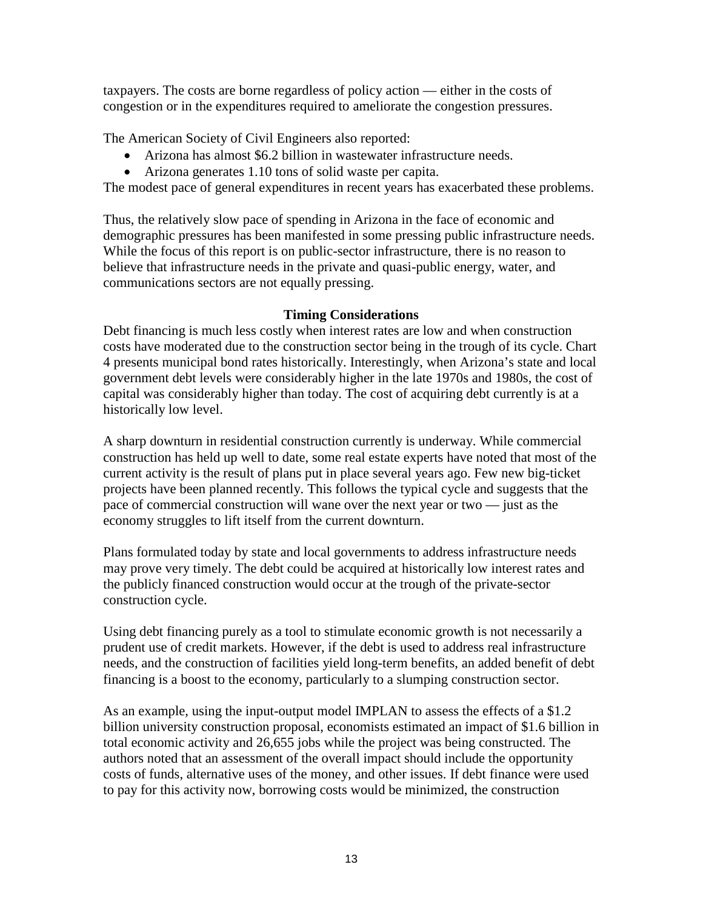taxpayers. The costs are borne regardless of policy action — either in the costs of congestion or in the expenditures required to ameliorate the congestion pressures.

The American Society of Civil Engineers also reported:

- Arizona has almost $6.2 billion in wastewater infrastructure needs.
- Arizona generates 1.10 tons of solid waste per capita.

The modest pace of general expenditures in recent years has exacerbated these problems.

Thus, the relatively slow pace of spending in Arizona in the face of economic and demographic pressures has been manifested in some pressing public infrastructure needs. While the focus of this report is on public-sector infrastructure, there is no reason to believe that infrastructure needs in the private and quasi-public energy, water, and communications sectors are not equally pressing.

## Timing Considerations

Debt financing is much less costly when interest rates are low and when construction costs have moderated due to the construction sector being in the trough of its cycle. Chart 4 presents municipal bond rates historically. Interestingly, when Arizona's state and local government debt levels were considerably higher in the late 1970s and 1980s, the cost of capital was considerably higher than today. The cost of acquiring debt currently is at a historically low level.

A sharp downturn in residential construction currently is underway. While commercial construction has held up well to date, some real estate experts have noted that most of the current activity is the result of plans put in place several years ago. Few new big-ticket projects have been planned recently. This follows the typical cycle and suggests that the pace of commercial construction will wane over the next year or two — just as the economy struggles to lift itself from the current downturn.

Plans formulated today by state and local governments to address infrastructure needs may prove very timely. The debt could be acquired at historically low interest rates and the publicly financed construction would occur at the trough of the private-sector construction cycle.

Using debt financing purely as a tool to stimulate economic growth is not necessarily a prudent use of credit markets. However, if the debt is used to address real infrastructure needs, and the construction of facilities yield long-term benefits, an added benefit of debt financing is a boost to the economy, particularly to a slumping construction sector.

As an example, using the input-output model IMPLAN to assess the effects of a $1.2 billion university construction proposal, economists estimated an impact of $1.6 billion in total economic activity and 26,655 jobs while the project was being constructed. The authors noted that an assessment of the overall impact should include the opportunity costs of funds, alternative uses of the money, and other issues. If debt finance were used to pay for this activity now, borrowing costs would be minimized, the construction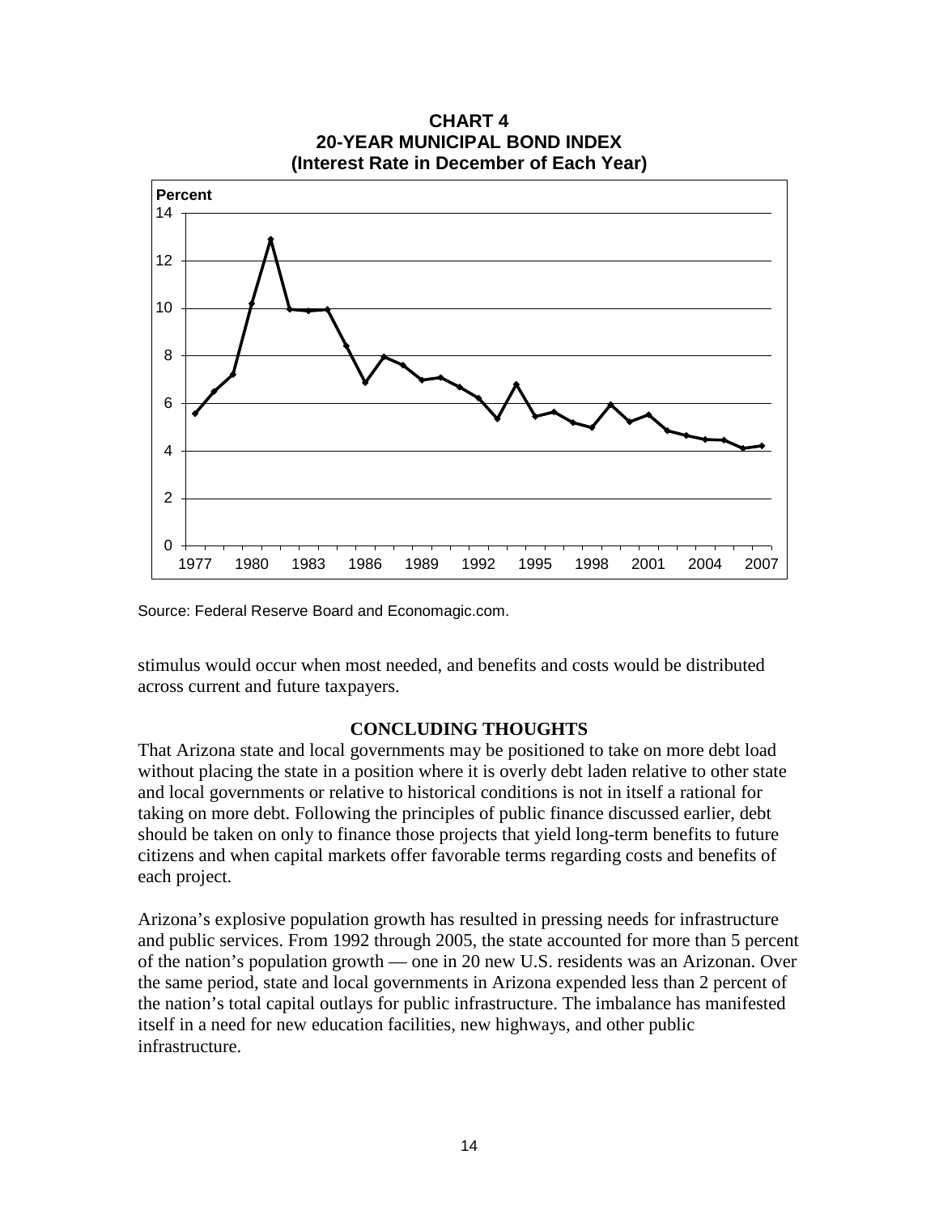**CHART 4**
**20-YEAR MUNICIPAL BOND INDEX**
**(Interest Rate in December of Each Year)**

Source: Federal Reserve Board and Economagic.com.

stimulus would occur when most needed, and benefits and costs would be distributed across current and future taxpayers.

## CONCLUDING THOUGHTS

That Arizona state and local governments may be positioned to take on more debt load without placing the state in a position where it is overly debt laden relative to other state and local governments or relative to historical conditions is not in itself a rational for taking on more debt. Following the principles of public finance discussed earlier, debt should be taken on only to finance those projects that yield long-term benefits to future citizens and when capital markets offer favorable terms regarding costs and benefits of each project.

Arizona's explosive population growth has resulted in pressing needs for infrastructure and public services. From 1992 through 2005, the state accounted for more than 5 percent of the nation's population growth — one in 20 new U.S. residents was an Arizonan. Over the same period, state and local governments in Arizona expended less than 2 percent of the nation's total capital outlays for public infrastructure. The imbalance has manifested itself in a need for new education facilities, new highways, and other public infrastructure.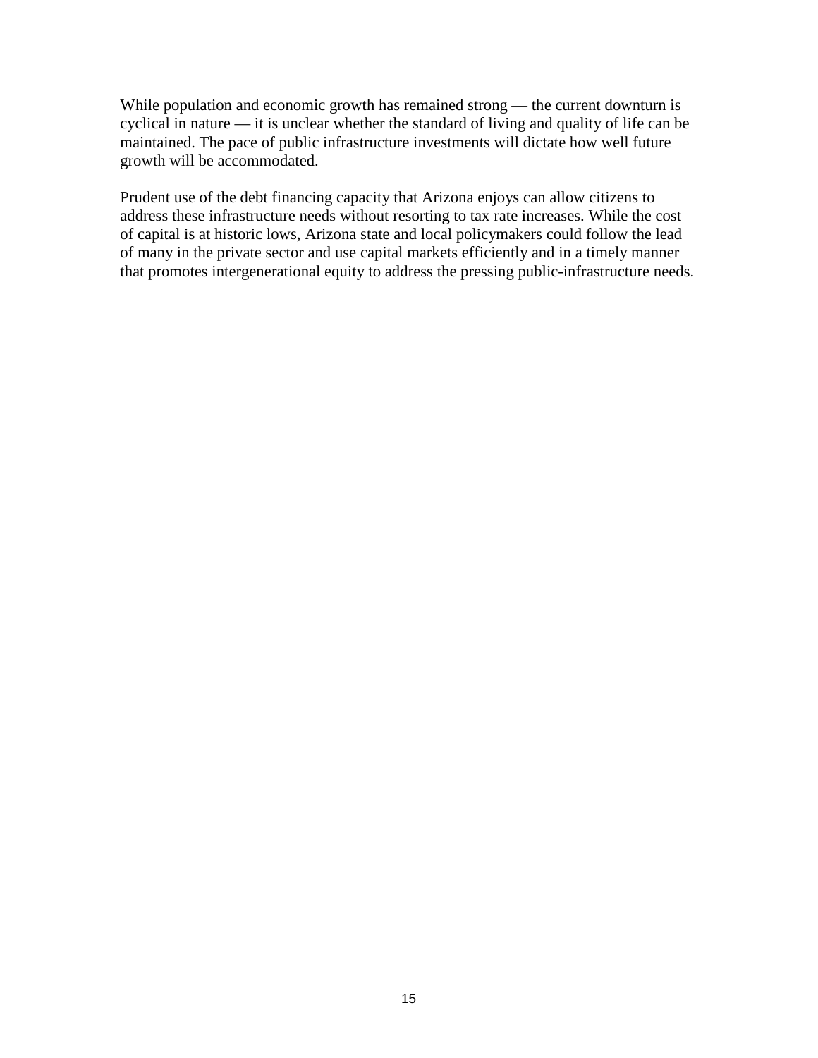While population and economic growth has remained strong — the current downturn is cyclical in nature — it is unclear whether the standard of living and quality of life can be maintained. The pace of public infrastructure investments will dictate how well future growth will be accommodated.

Prudent use of the debt financing capacity that Arizona enjoys can allow citizens to address these infrastructure needs without resorting to tax rate increases. While the cost of capital is at historic lows, Arizona state and local policymakers could follow the lead of many in the private sector and use capital markets efficiently and in a timely manner that promotes intergenerational equity to address the pressing public-infrastructure needs.